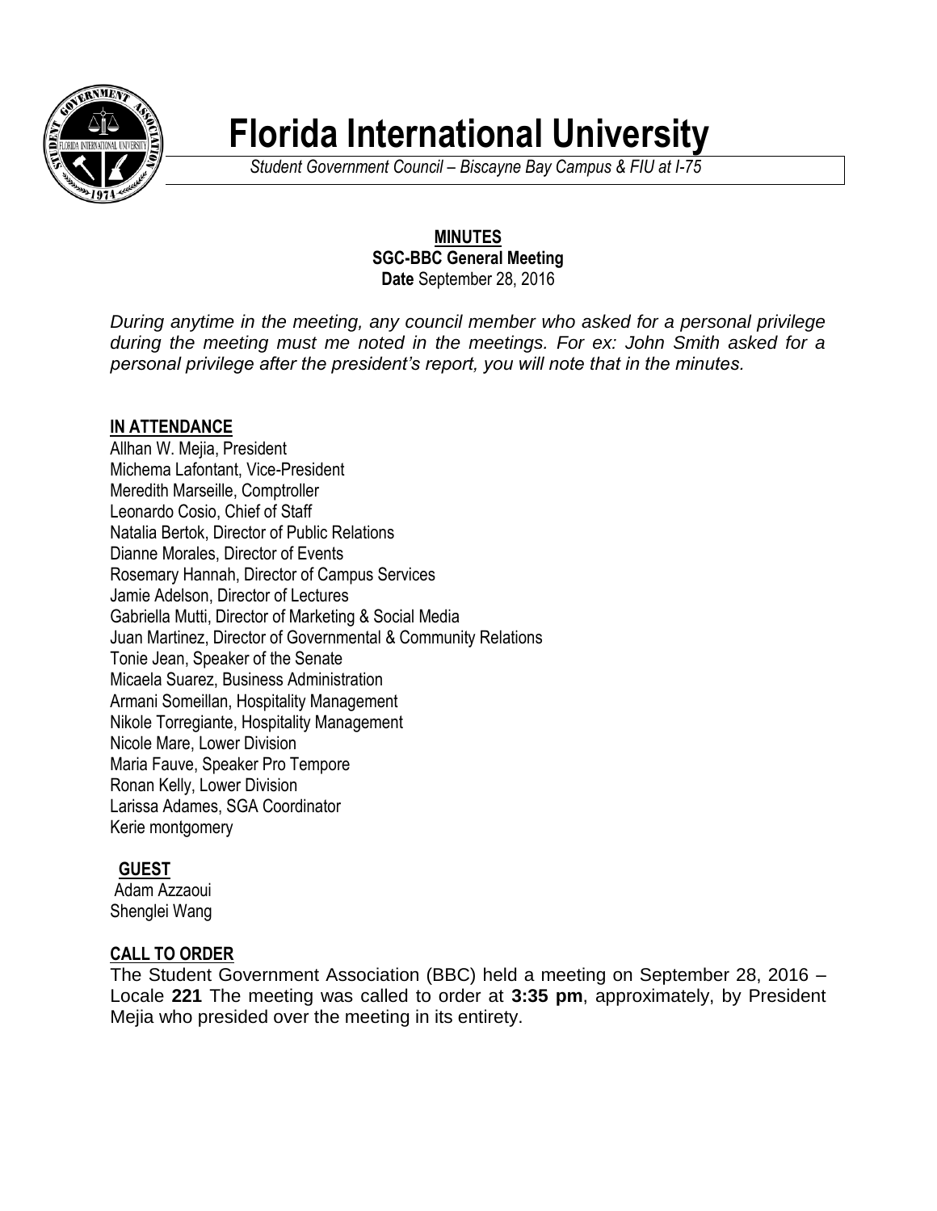# Florida International University

*Student Government Council – Biscayne Bay Campus & FIU at I-75*

**MINUTES**
**SGC-BBC General Meeting**
**Date** September 28, 2016

*During anytime in the meeting, any council member who asked for a personal privilege during the meeting must me noted in the meetings. For ex: John Smith asked for a personal privilege after the president's report, you will note that in the minutes.*

## IN ATTENDANCE

Allhan W. Mejia, President
Michema Lafontant, Vice-President
Meredith Marseille, Comptroller
Leonardo Cosio, Chief of Staff
Natalia Bertok, Director of Public Relations
Dianne Morales, Director of Events
Rosemary Hannah, Director of Campus Services
Jamie Adelson, Director of Lectures
Gabriella Mutti, Director of Marketing & Social Media
Juan Martinez, Director of Governmental & Community Relations
Tonie Jean, Speaker of the Senate
Micaela Suarez, Business Administration
Armani Someillan, Hospitality Management
Nikole Torregiante, Hospitality Management
Nicole Mare, Lower Division
Maria Fauve, Speaker Pro Tempore
Ronan Kelly, Lower Division
Larissa Adames, SGA Coordinator
Kerie montgomery

## GUEST

Adam Azzaoui
Shenglei Wang

## CALL TO ORDER

The Student Government Association (BBC) held a meeting on September 28, 2016 – Locale **221** The meeting was called to order at **3:35 pm**, approximately, by President Mejia who presided over the meeting in its entirety.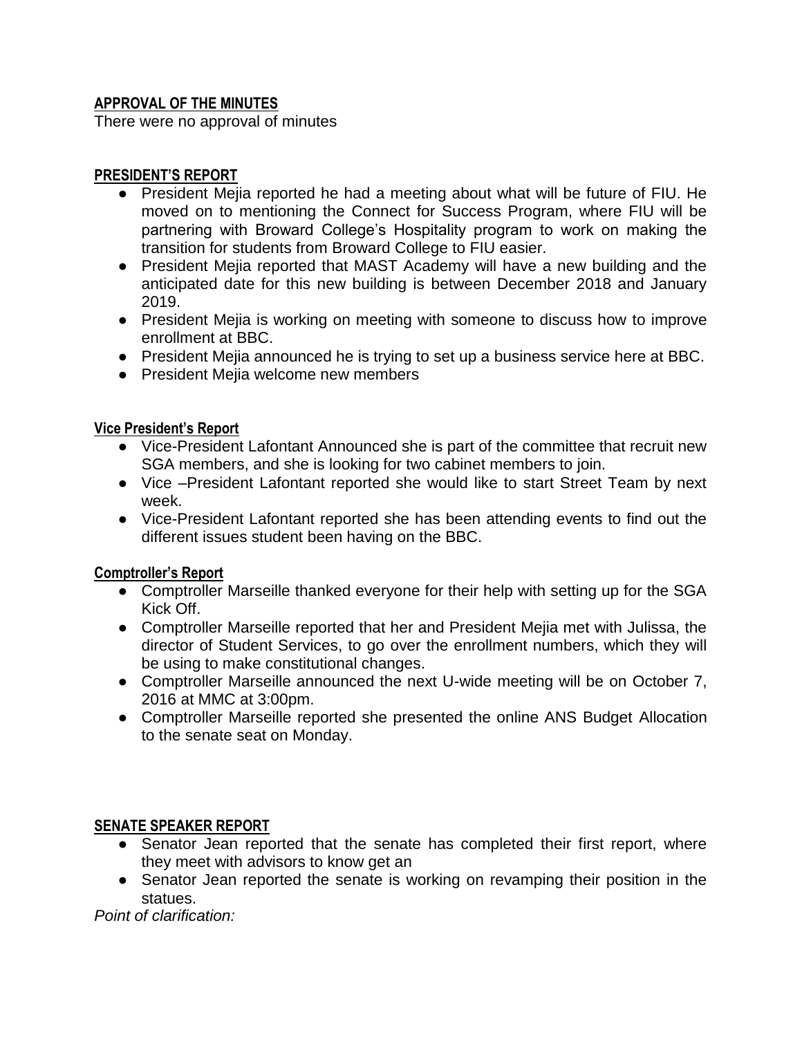## APPROVAL OF THE MINUTES

There were no approval of minutes

## PRESIDENT'S REPORT

- President Mejia reported he had a meeting about what will be future of FIU. He moved on to mentioning the Connect for Success Program, where FIU will be partnering with Broward College's Hospitality program to work on making the transition for students from Broward College to FIU easier.
- President Mejia reported that MAST Academy will have a new building and the anticipated date for this new building is between December 2018 and January 2019.
- President Mejia is working on meeting with someone to discuss how to improve enrollment at BBC.
- President Mejia announced he is trying to set up a business service here at BBC.
- President Mejia welcome new members

## Vice President's Report

- Vice-President Lafontant Announced she is part of the committee that recruit new SGA members, and she is looking for two cabinet members to join.
- Vice –President Lafontant reported she would like to start Street Team by next week.
- Vice-President Lafontant reported she has been attending events to find out the different issues student been having on the BBC.

## Comptroller's Report

- Comptroller Marseille thanked everyone for their help with setting up for the SGA Kick Off.
- Comptroller Marseille reported that her and President Mejia met with Julissa, the director of Student Services, to go over the enrollment numbers, which they will be using to make constitutional changes.
- Comptroller Marseille announced the next U-wide meeting will be on October 7, 2016 at MMC at 3:00pm.
- Comptroller Marseille reported she presented the online ANS Budget Allocation to the senate seat on Monday.

## SENATE SPEAKER REPORT

- Senator Jean reported that the senate has completed their first report, where they meet with advisors to know get an
- Senator Jean reported the senate is working on revamping their position in the statues.

*Point of clarification:*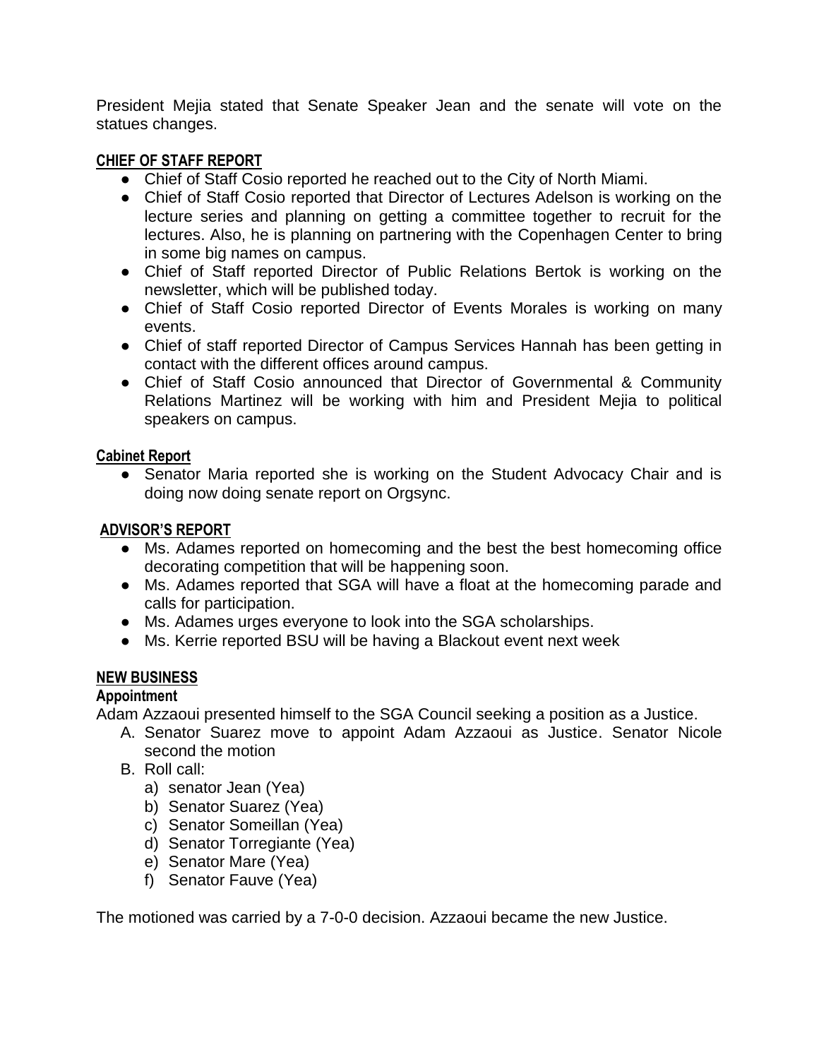President Mejia stated that Senate Speaker Jean and the senate will vote on the statues changes.

## CHIEF OF STAFF REPORT

- Chief of Staff Cosio reported he reached out to the City of North Miami.
- Chief of Staff Cosio reported that Director of Lectures Adelson is working on the lecture series and planning on getting a committee together to recruit for the lectures. Also, he is planning on partnering with the Copenhagen Center to bring in some big names on campus.
- Chief of Staff reported Director of Public Relations Bertok is working on the newsletter, which will be published today.
- Chief of Staff Cosio reported Director of Events Morales is working on many events.
- Chief of staff reported Director of Campus Services Hannah has been getting in contact with the different offices around campus.
- Chief of Staff Cosio announced that Director of Governmental & Community Relations Martinez will be working with him and President Mejia to political speakers on campus.

## Cabinet Report

- Senator Maria reported she is working on the Student Advocacy Chair and is doing now doing senate report on Orgsync.

## ADVISOR'S REPORT

- Ms. Adames reported on homecoming and the best the best homecoming office decorating competition that will be happening soon.
- Ms. Adames reported that SGA will have a float at the homecoming parade and calls for participation.
- Ms. Adames urges everyone to look into the SGA scholarships.
- Ms. Kerrie reported BSU will be having a Blackout event next week

## NEW BUSINESS

### Appointment

Adam Azzaoui presented himself to the SGA Council seeking a position as a Justice.

A. Senator Suarez move to appoint Adam Azzaoui as Justice. Senator Nicole second the motion
B. Roll call:
   a) senator Jean (Yea)
   b) Senator Suarez (Yea)
   c) Senator Someillan (Yea)
   d) Senator Torregiante (Yea)
   e) Senator Mare (Yea)
   f) Senator Fauve (Yea)

The motioned was carried by a 7-0-0 decision. Azzaoui became the new Justice.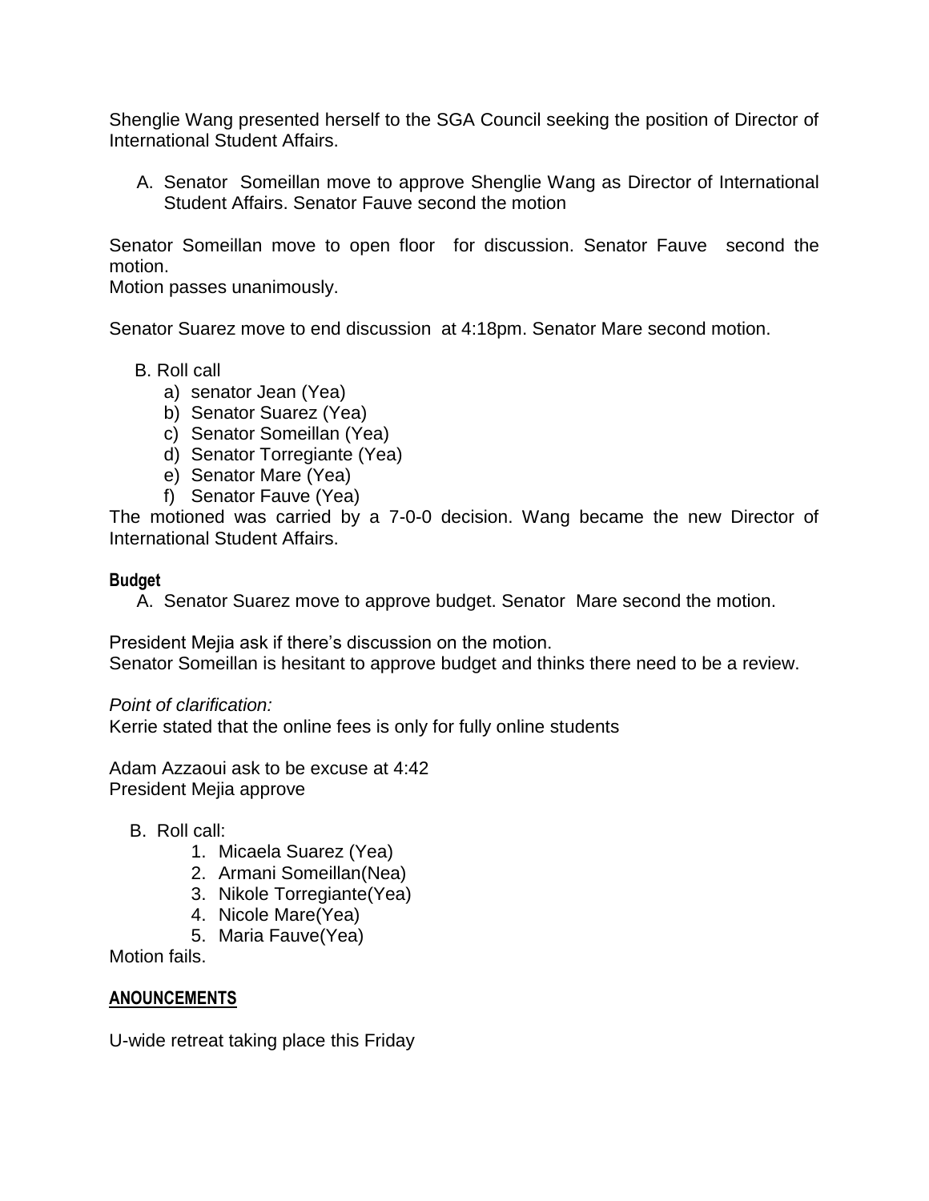Shenglie Wang presented herself to the SGA Council seeking the position of Director of International Student Affairs.

A. Senator Someillan move to approve Shenglie Wang as Director of International Student Affairs. Senator Fauve second the motion

Senator Someillan move to open floor for discussion. Senator Fauve second the motion.
Motion passes unanimously.

Senator Suarez move to end discussion at 4:18pm. Senator Mare second motion.

B. Roll call
   a) senator Jean (Yea)
   b) Senator Suarez (Yea)
   c) Senator Someillan (Yea)
   d) Senator Torregiante (Yea)
   e) Senator Mare (Yea)
   f) Senator Fauve (Yea)

The motioned was carried by a 7-0-0 decision. Wang became the new Director of International Student Affairs.

**Budget**

A. Senator Suarez move to approve budget. Senator Mare second the motion.

President Mejia ask if there's discussion on the motion.
Senator Someillan is hesitant to approve budget and thinks there need to be a review.

*Point of clarification:*
Kerrie stated that the online fees is only for fully online students

Adam Azzaoui ask to be excuse at 4:42
President Mejia approve

B. Roll call:
   1. Micaela Suarez (Yea)
   2. Armani Someillan(Nea)
   3. Nikole Torregiante(Yea)
   4. Nicole Mare(Yea)
   5. Maria Fauve(Yea)

Motion fails.

**ANOUNCEMENTS**

U-wide retreat taking place this Friday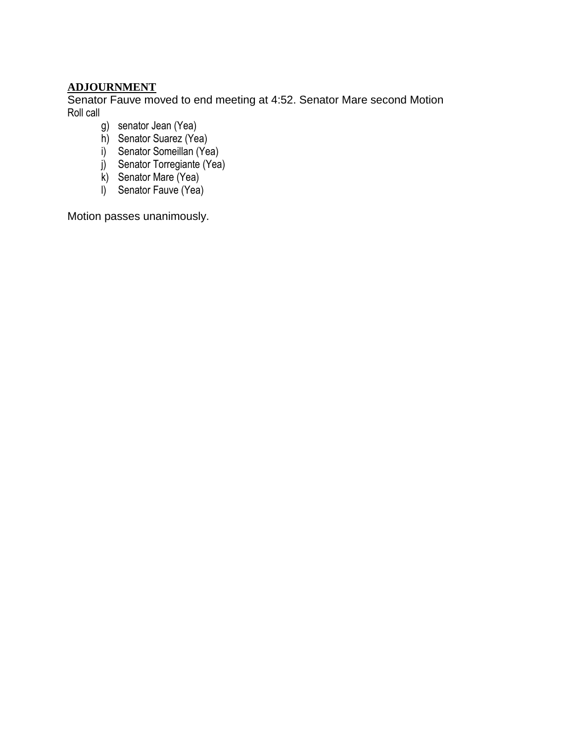**ADJOURNMENT**

Senator Fauve moved to end meeting at 4:52. Senator Mare second Motion

Roll call

g) senator Jean (Yea)
h) Senator Suarez (Yea)
i) Senator Someillan (Yea)
j) Senator Torregiante (Yea)
k) Senator Mare (Yea)
l) Senator Fauve (Yea)

Motion passes unanimously.